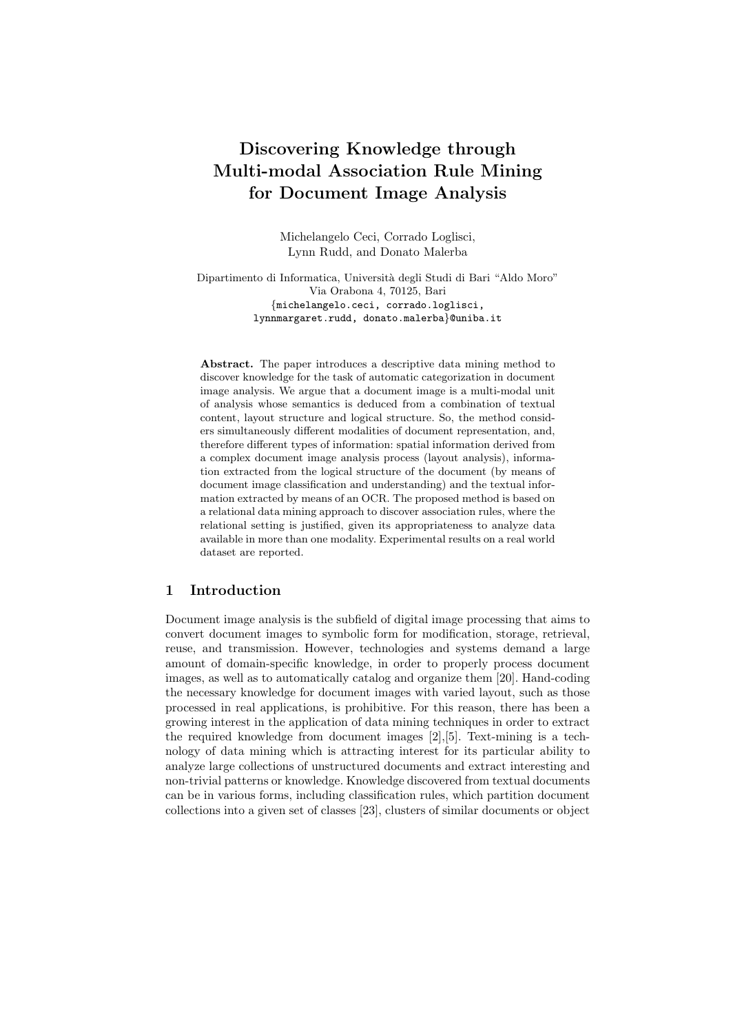# Discovering Knowledge through Multi-modal Association Rule Mining for Document Image Analysis

Michelangelo Ceci, Corrado Loglisci,
Lynn Rudd, and Donato Malerba

Dipartimento di Informatica, Università degli Studi di Bari "Aldo Moro"
Via Orabona 4, 70125, Bari
{michelangelo.ceci, corrado.loglisci,
lynnmargaret.rudd, donato.malerba}@uniba.it

**Abstract.** The paper introduces a descriptive data mining method to discover knowledge for the task of automatic categorization in document image analysis. We argue that a document image is a multi-modal unit of analysis whose semantics is deduced from a combination of textual content, layout structure and logical structure. So, the method considers simultaneously different modalities of document representation, and, therefore different types of information: spatial information derived from a complex document image analysis process (layout analysis), information extracted from the logical structure of the document (by means of document image classification and understanding) and the textual information extracted by means of an OCR. The proposed method is based on a relational data mining approach to discover association rules, where the relational setting is justified, given its appropriateness to analyze data available in more than one modality. Experimental results on a real world dataset are reported.

## 1 Introduction

Document image analysis is the subfield of digital image processing that aims to convert document images to symbolic form for modification, storage, retrieval, reuse, and transmission. However, technologies and systems demand a large amount of domain-specific knowledge, in order to properly process document images, as well as to automatically catalog and organize them [20]. Hand-coding the necessary knowledge for document images with varied layout, such as those processed in real applications, is prohibitive. For this reason, there has been a growing interest in the application of data mining techniques in order to extract the required knowledge from document images [2],[5]. Text-mining is a technology of data mining which is attracting interest for its particular ability to analyze large collections of unstructured documents and extract interesting and non-trivial patterns or knowledge. Knowledge discovered from textual documents can be in various forms, including classification rules, which partition document collections into a given set of classes [23], clusters of similar documents or object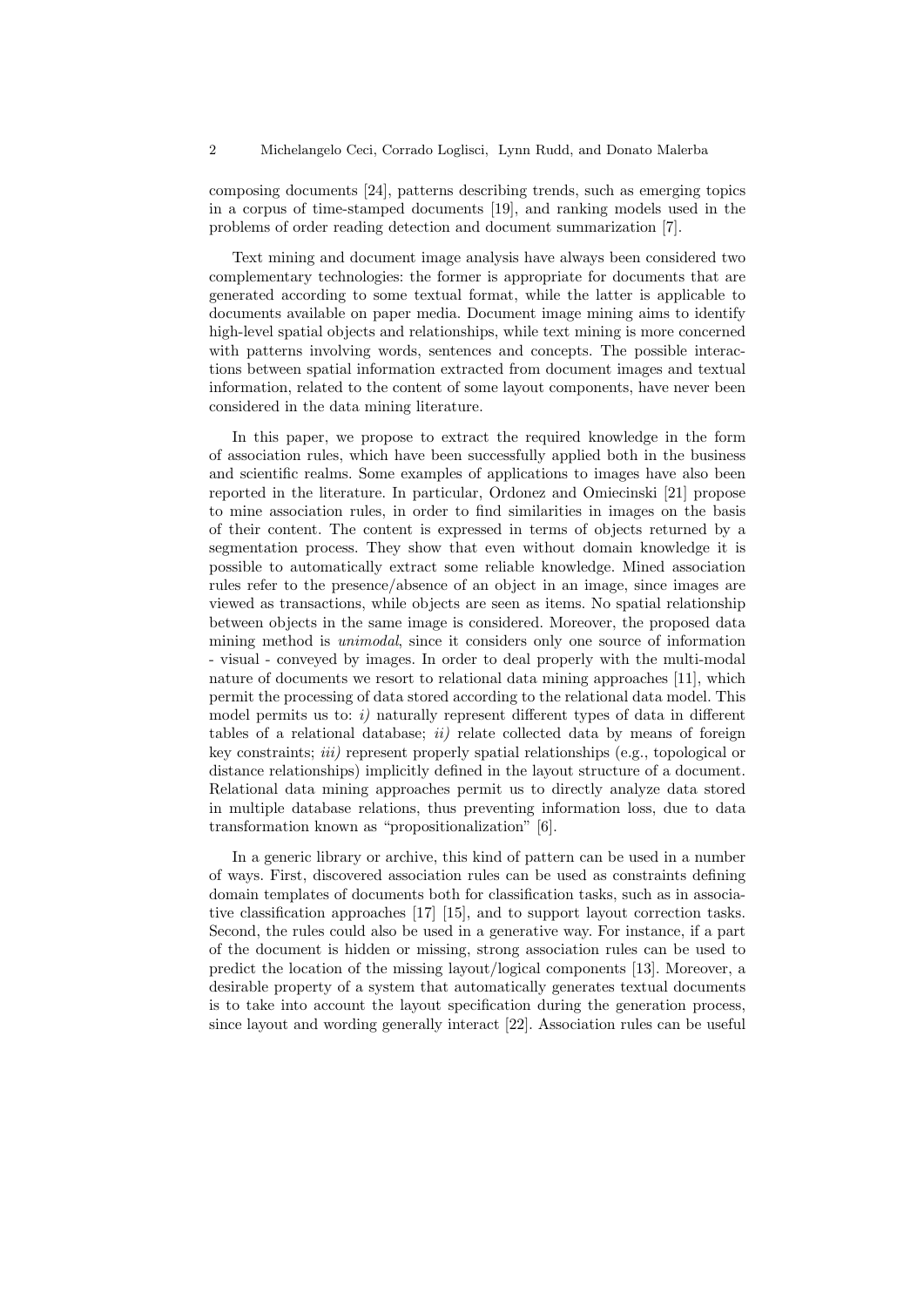composing documents [24], patterns describing trends, such as emerging topics in a corpus of time-stamped documents [19], and ranking models used in the problems of order reading detection and document summarization [7].

Text mining and document image analysis have always been considered two complementary technologies: the former is appropriate for documents that are generated according to some textual format, while the latter is applicable to documents available on paper media. Document image mining aims to identify high-level spatial objects and relationships, while text mining is more concerned with patterns involving words, sentences and concepts. The possible interactions between spatial information extracted from document images and textual information, related to the content of some layout components, have never been considered in the data mining literature.

In this paper, we propose to extract the required knowledge in the form of association rules, which have been successfully applied both in the business and scientific realms. Some examples of applications to images have also been reported in the literature. In particular, Ordonez and Omiecinski [21] propose to mine association rules, in order to find similarities in images on the basis of their content. The content is expressed in terms of objects returned by a segmentation process. They show that even without domain knowledge it is possible to automatically extract some reliable knowledge. Mined association rules refer to the presence/absence of an object in an image, since images are viewed as transactions, while objects are seen as items. No spatial relationship between objects in the same image is considered. Moreover, the proposed data mining method is *unimodal*, since it considers only one source of information - visual - conveyed by images. In order to deal properly with the multi-modal nature of documents we resort to relational data mining approaches [11], which permit the processing of data stored according to the relational data model. This model permits us to: *i)* naturally represent different types of data in different tables of a relational database; *ii)* relate collected data by means of foreign key constraints; *iii)* represent properly spatial relationships (e.g., topological or distance relationships) implicitly defined in the layout structure of a document. Relational data mining approaches permit us to directly analyze data stored in multiple database relations, thus preventing information loss, due to data transformation known as "propositionalization" [6].

In a generic library or archive, this kind of pattern can be used in a number of ways. First, discovered association rules can be used as constraints defining domain templates of documents both for classification tasks, such as in associative classification approaches [17] [15], and to support layout correction tasks. Second, the rules could also be used in a generative way. For instance, if a part of the document is hidden or missing, strong association rules can be used to predict the location of the missing layout/logical components [13]. Moreover, a desirable property of a system that automatically generates textual documents is to take into account the layout specification during the generation process, since layout and wording generally interact [22]. Association rules can be useful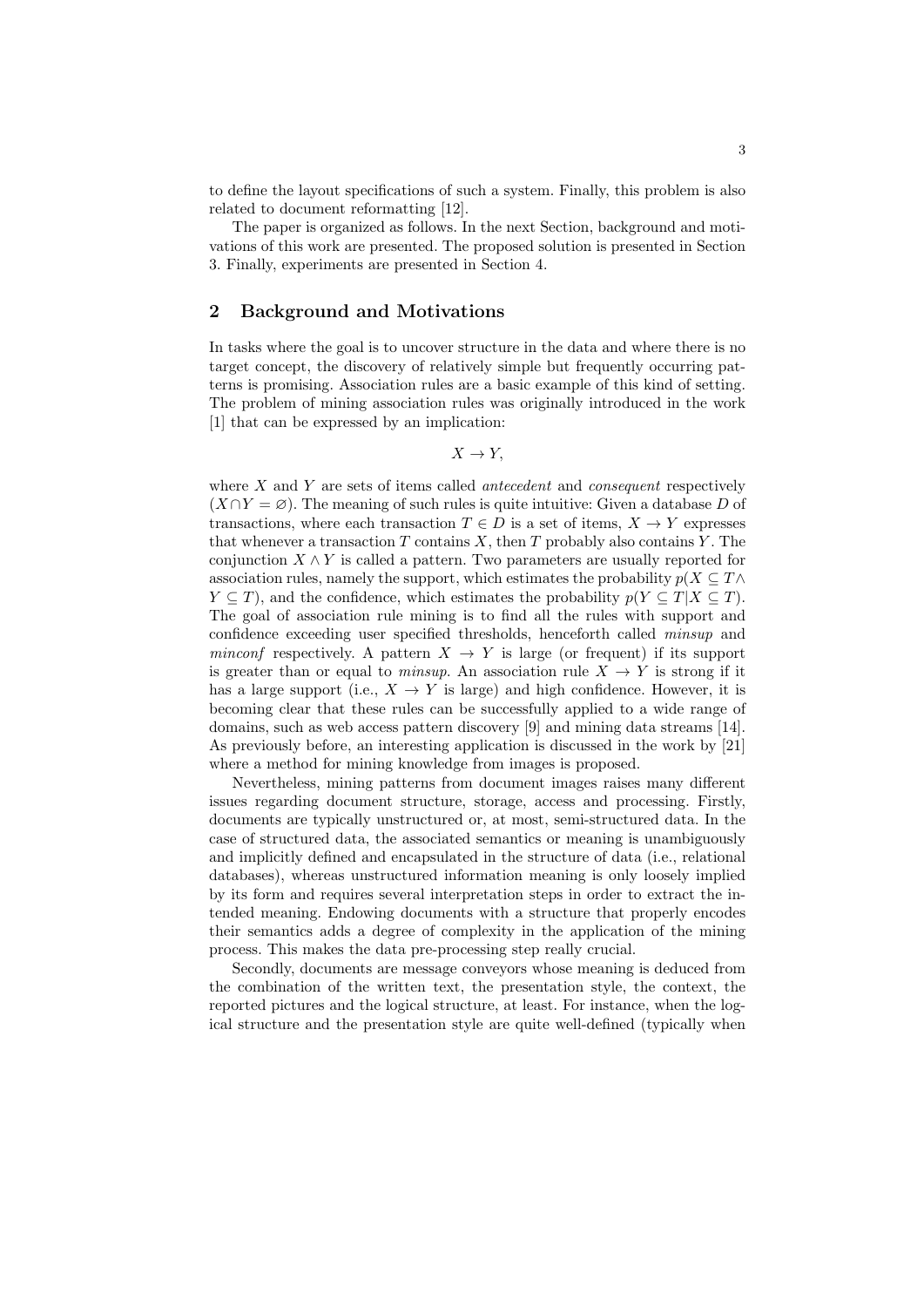to define the layout specifications of such a system. Finally, this problem is also related to document reformatting [12].

The paper is organized as follows. In the next Section, background and motivations of this work are presented. The proposed solution is presented in Section 3. Finally, experiments are presented in Section 4.

## 2 Background and Motivations

In tasks where the goal is to uncover structure in the data and where there is no target concept, the discovery of relatively simple but frequently occurring patterns is promising. Association rules are a basic example of this kind of setting. The problem of mining association rules was originally introduced in the work [1] that can be expressed by an implication:

$$X \to Y,$$

where $X$ and $Y$ are sets of items called *antecedent* and *consequent* respectively ($X \cap Y = \varnothing$). The meaning of such rules is quite intuitive: Given a database $D$ of transactions, where each transaction $T \in D$ is a set of items, $X \to Y$ expresses that whenever a transaction $T$ contains $X$, then $T$ probably also contains $Y$. The conjunction $X \wedge Y$ is called a pattern. Two parameters are usually reported for association rules, namely the support, which estimates the probability $p(X \subseteq T \wedge Y \subseteq T)$, and the confidence, which estimates the probability $p(Y \subseteq T | X \subseteq T)$. The goal of association rule mining is to find all the rules with support and confidence exceeding user specified thresholds, henceforth called *minsup* and *minconf* respectively. A pattern $X \to Y$ is large (or frequent) if its support is greater than or equal to *minsup*. An association rule $X \to Y$ is strong if it has a large support (i.e., $X \to Y$ is large) and high confidence. However, it is becoming clear that these rules can be successfully applied to a wide range of domains, such as web access pattern discovery [9] and mining data streams [14]. As previously before, an interesting application is discussed in the work by [21] where a method for mining knowledge from images is proposed.

Nevertheless, mining patterns from document images raises many different issues regarding document structure, storage, access and processing. Firstly, documents are typically unstructured or, at most, semi-structured data. In the case of structured data, the associated semantics or meaning is unambiguously and implicitly defined and encapsulated in the structure of data (i.e., relational databases), whereas unstructured information meaning is only loosely implied by its form and requires several interpretation steps in order to extract the intended meaning. Endowing documents with a structure that properly encodes their semantics adds a degree of complexity in the application of the mining process. This makes the data pre-processing step really crucial.

Secondly, documents are message conveyors whose meaning is deduced from the combination of the written text, the presentation style, the context, the reported pictures and the logical structure, at least. For instance, when the logical structure and the presentation style are quite well-defined (typically when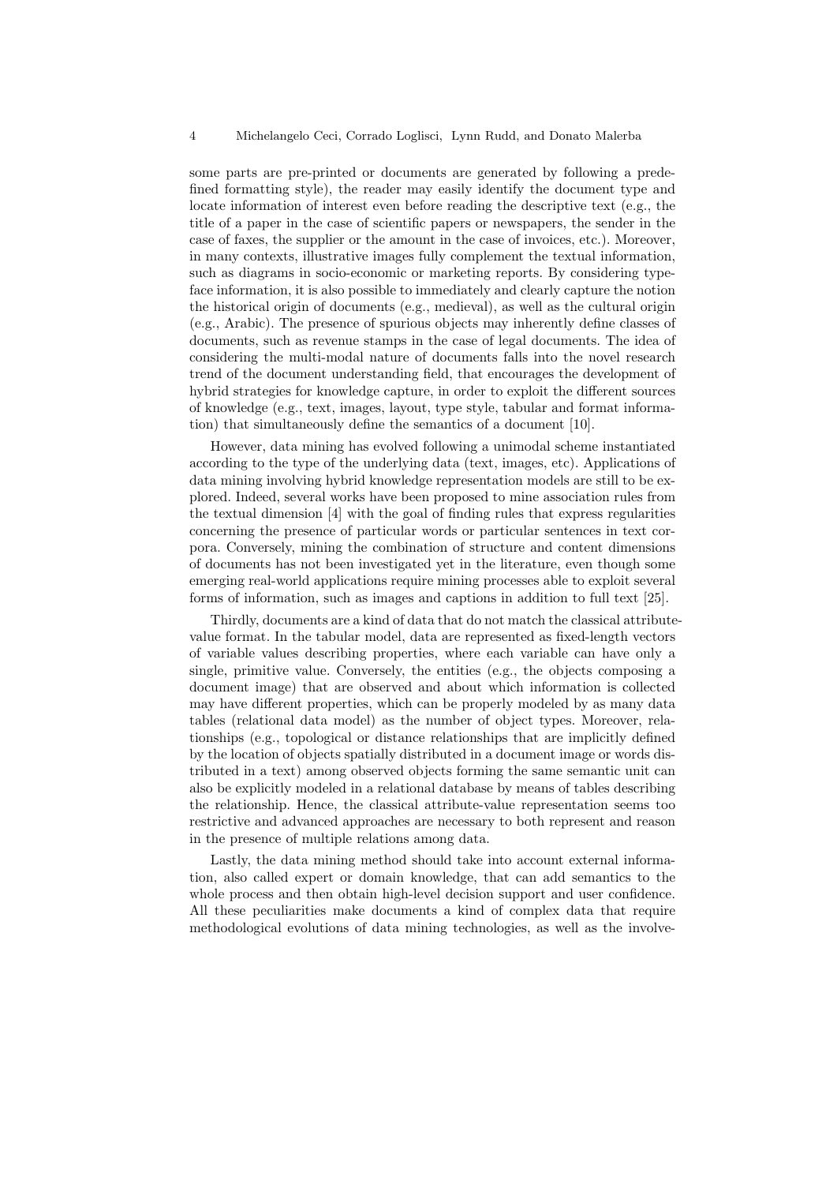some parts are pre-printed or documents are generated by following a predefined formatting style), the reader may easily identify the document type and locate information of interest even before reading the descriptive text (e.g., the title of a paper in the case of scientific papers or newspapers, the sender in the case of faxes, the supplier or the amount in the case of invoices, etc.). Moreover, in many contexts, illustrative images fully complement the textual information, such as diagrams in socio-economic or marketing reports. By considering typeface information, it is also possible to immediately and clearly capture the notion the historical origin of documents (e.g., medieval), as well as the cultural origin (e.g., Arabic). The presence of spurious objects may inherently define classes of documents, such as revenue stamps in the case of legal documents. The idea of considering the multi-modal nature of documents falls into the novel research trend of the document understanding field, that encourages the development of hybrid strategies for knowledge capture, in order to exploit the different sources of knowledge (e.g., text, images, layout, type style, tabular and format information) that simultaneously define the semantics of a document [10].

However, data mining has evolved following a unimodal scheme instantiated according to the type of the underlying data (text, images, etc). Applications of data mining involving hybrid knowledge representation models are still to be explored. Indeed, several works have been proposed to mine association rules from the textual dimension [4] with the goal of finding rules that express regularities concerning the presence of particular words or particular sentences in text corpora. Conversely, mining the combination of structure and content dimensions of documents has not been investigated yet in the literature, even though some emerging real-world applications require mining processes able to exploit several forms of information, such as images and captions in addition to full text [25].

Thirdly, documents are a kind of data that do not match the classical attribute-value format. In the tabular model, data are represented as fixed-length vectors of variable values describing properties, where each variable can have only a single, primitive value. Conversely, the entities (e.g., the objects composing a document image) that are observed and about which information is collected may have different properties, which can be properly modeled by as many data tables (relational data model) as the number of object types. Moreover, relationships (e.g., topological or distance relationships that are implicitly defined by the location of objects spatially distributed in a document image or words distributed in a text) among observed objects forming the same semantic unit can also be explicitly modeled in a relational database by means of tables describing the relationship. Hence, the classical attribute-value representation seems too restrictive and advanced approaches are necessary to both represent and reason in the presence of multiple relations among data.

Lastly, the data mining method should take into account external information, also called expert or domain knowledge, that can add semantics to the whole process and then obtain high-level decision support and user confidence. All these peculiarities make documents a kind of complex data that require methodological evolutions of data mining technologies, as well as the involve-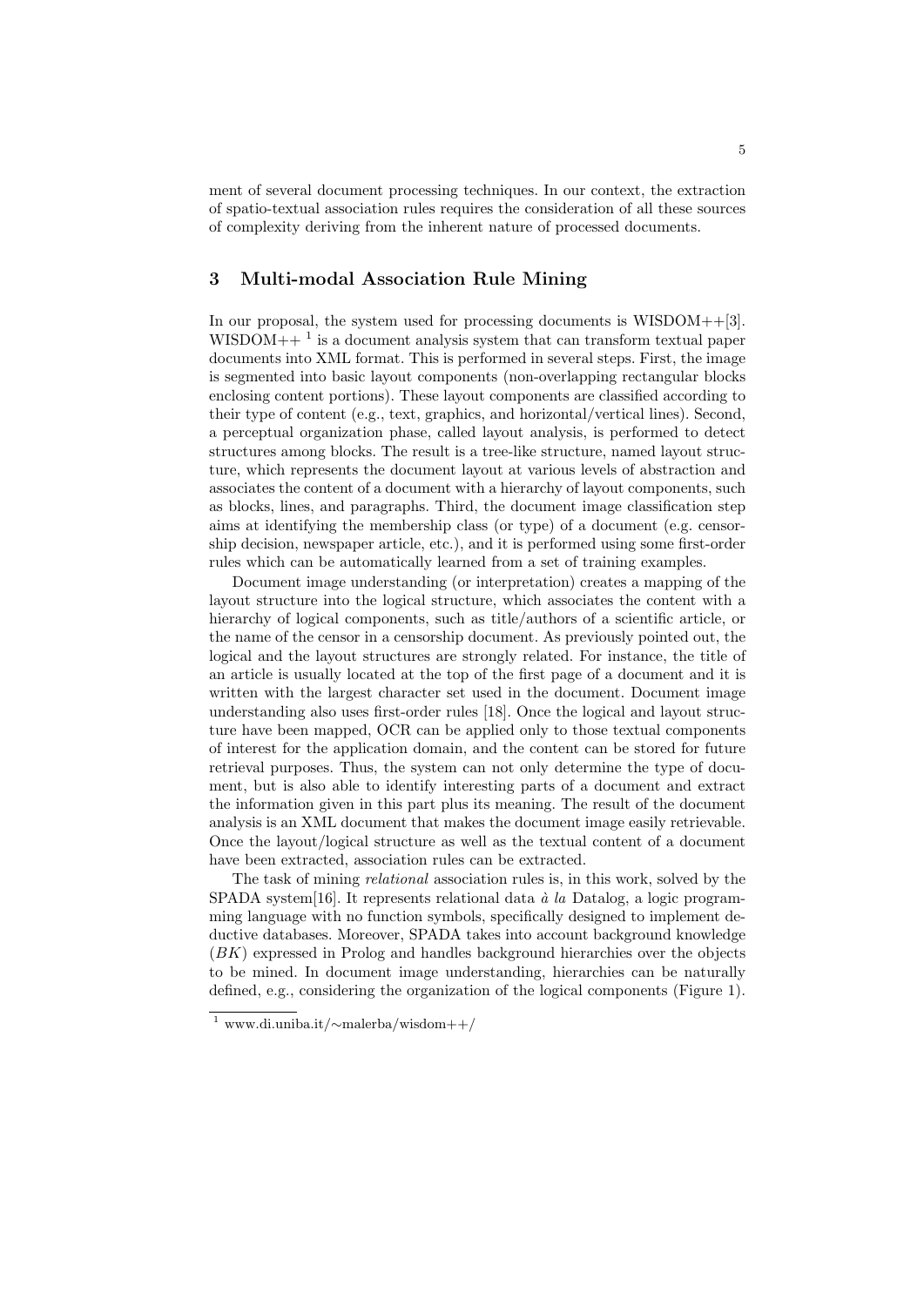ment of several document processing techniques. In our context, the extraction of spatio-textual association rules requires the consideration of all these sources of complexity deriving from the inherent nature of processed documents.

## 3 Multi-modal Association Rule Mining

In our proposal, the system used for processing documents is WISDOM++[3]. WISDOM++ [1] is a document analysis system that can transform textual paper documents into XML format. This is performed in several steps. First, the image is segmented into basic layout components (non-overlapping rectangular blocks enclosing content portions). These layout components are classified according to their type of content (e.g., text, graphics, and horizontal/vertical lines). Second, a perceptual organization phase, called layout analysis, is performed to detect structures among blocks. The result is a tree-like structure, named layout structure, which represents the document layout at various levels of abstraction and associates the content of a document with a hierarchy of layout components, such as blocks, lines, and paragraphs. Third, the document image classification step aims at identifying the membership class (or type) of a document (e.g. censorship decision, newspaper article, etc.), and it is performed using some first-order rules which can be automatically learned from a set of training examples.

Document image understanding (or interpretation) creates a mapping of the layout structure into the logical structure, which associates the content with a hierarchy of logical components, such as title/authors of a scientific article, or the name of the censor in a censorship document. As previously pointed out, the logical and the layout structures are strongly related. For instance, the title of an article is usually located at the top of the first page of a document and it is written with the largest character set used in the document. Document image understanding also uses first-order rules [18]. Once the logical and layout structure have been mapped, OCR can be applied only to those textual components of interest for the application domain, and the content can be stored for future retrieval purposes. Thus, the system can not only determine the type of document, but is also able to identify interesting parts of a document and extract the information given in this part plus its meaning. The result of the document analysis is an XML document that makes the document image easily retrievable. Once the layout/logical structure as well as the textual content of a document have been extracted, association rules can be extracted.

The task of mining *relational* association rules is, in this work, solved by the SPADA system[16]. It represents relational data *à la* Datalog, a logic programming language with no function symbols, specifically designed to implement deductive databases. Moreover, SPADA takes into account background knowledge ($BK$) expressed in Prolog and handles background hierarchies over the objects to be mined. In document image understanding, hierarchies can be naturally defined, e.g., considering the organization of the logical components (Figure 1).

[1] www.di.uniba.it/∼malerba/wisdom++/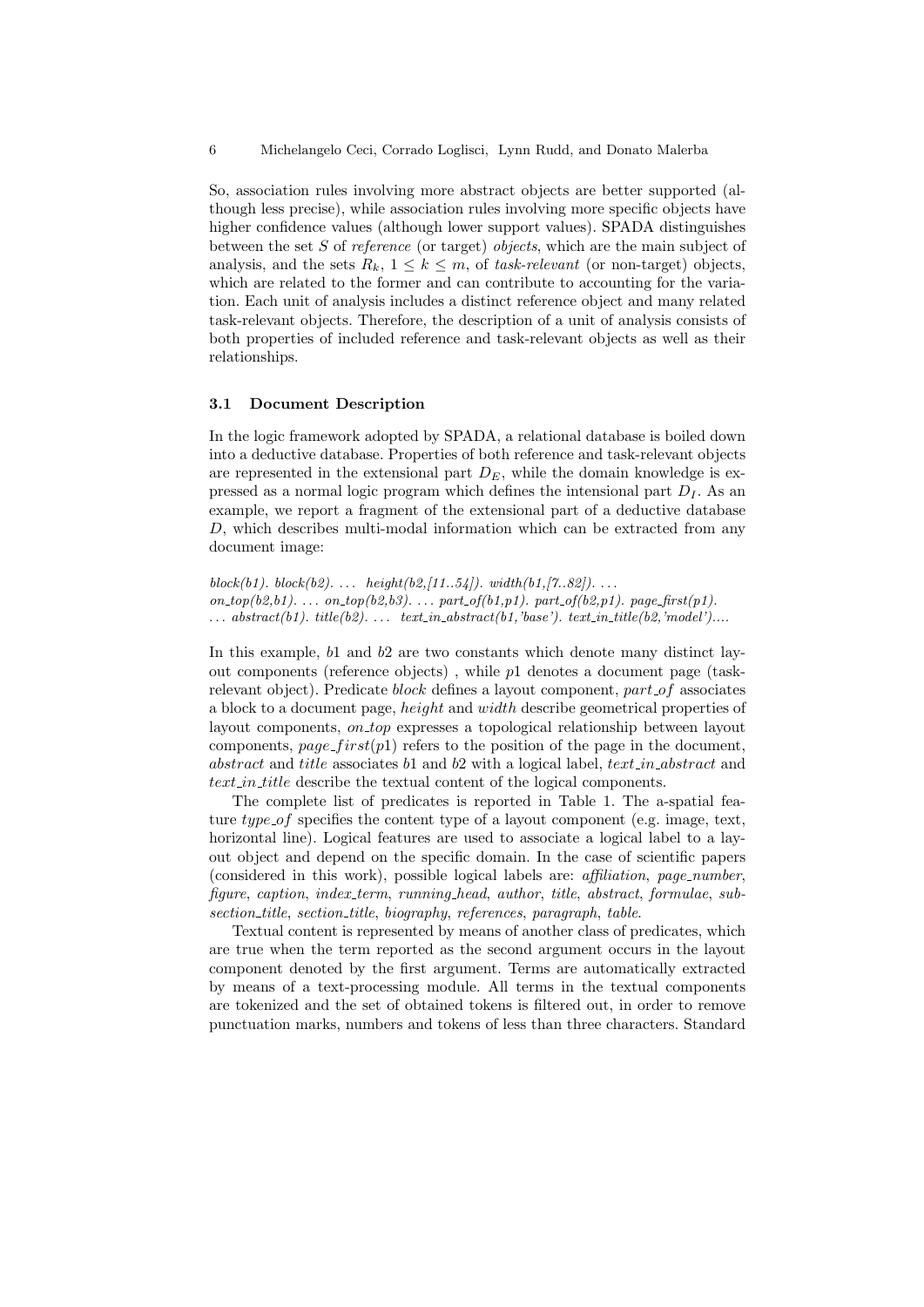So, association rules involving more abstract objects are better supported (although less precise), while association rules involving more specific objects have higher confidence values (although lower support values). SPADA distinguishes between the set $S$ of *reference* (or target) *objects*, which are the main subject of analysis, and the sets $R_k$, $1 \leq k \leq m$, of *task-relevant* (or non-target) objects, which are related to the former and can contribute to accounting for the variation. Each unit of analysis includes a distinct reference object and many related task-relevant objects. Therefore, the description of a unit of analysis consists of both properties of included reference and task-relevant objects as well as their relationships.

### 3.1 Document Description

In the logic framework adopted by SPADA, a relational database is boiled down into a deductive database. Properties of both reference and task-relevant objects are represented in the extensional part $D_E$, while the domain knowledge is expressed as a normal logic program which defines the intensional part $D_I$. As an example, we report a fragment of the extensional part of a deductive database $D$, which describes multi-modal information which can be extracted from any document image:

*block(b1). block(b2). ... height(b2,[11..54]). width(b1,[7..82]). ...*
*on_top(b2,b1). ... on_top(b2,b3). ... part_of(b1,p1). part_of(b2,p1). page_first(p1).*
*... abstract(b1). title(b2). ... text_in_abstract(b1,'base'). text_in_title(b2,'model')....*

In this example, $b1$ and $b2$ are two constants which denote many distinct layout components (reference objects) , while $p1$ denotes a document page (task-relevant object). Predicate *block* defines a layout component, *part_of* associates a block to a document page, *height* and *width* describe geometrical properties of layout components, *on_top* expresses a topological relationship between layout components, *page_first*($p1$) refers to the position of the page in the document, *abstract* and *title* associates $b1$ and $b2$ with a logical label, *text_in_abstract* and *text_in_title* describe the textual content of the logical components.

The complete list of predicates is reported in Table 1. The a-spatial feature *type_of* specifies the content type of a layout component (e.g. image, text, horizontal line). Logical features are used to associate a logical label to a layout object and depend on the specific domain. In the case of scientific papers (considered in this work), possible logical labels are: *affiliation*, *page_number*, *figure*, *caption*, *index_term*, *running_head*, *author*, *title*, *abstract*, *formulae*, *subsection_title*, *section_title*, *biography*, *references*, *paragraph*, *table*.

Textual content is represented by means of another class of predicates, which are true when the term reported as the second argument occurs in the layout component denoted by the first argument. Terms are automatically extracted by means of a text-processing module. All terms in the textual components are tokenized and the set of obtained tokens is filtered out, in order to remove punctuation marks, numbers and tokens of less than three characters. Standard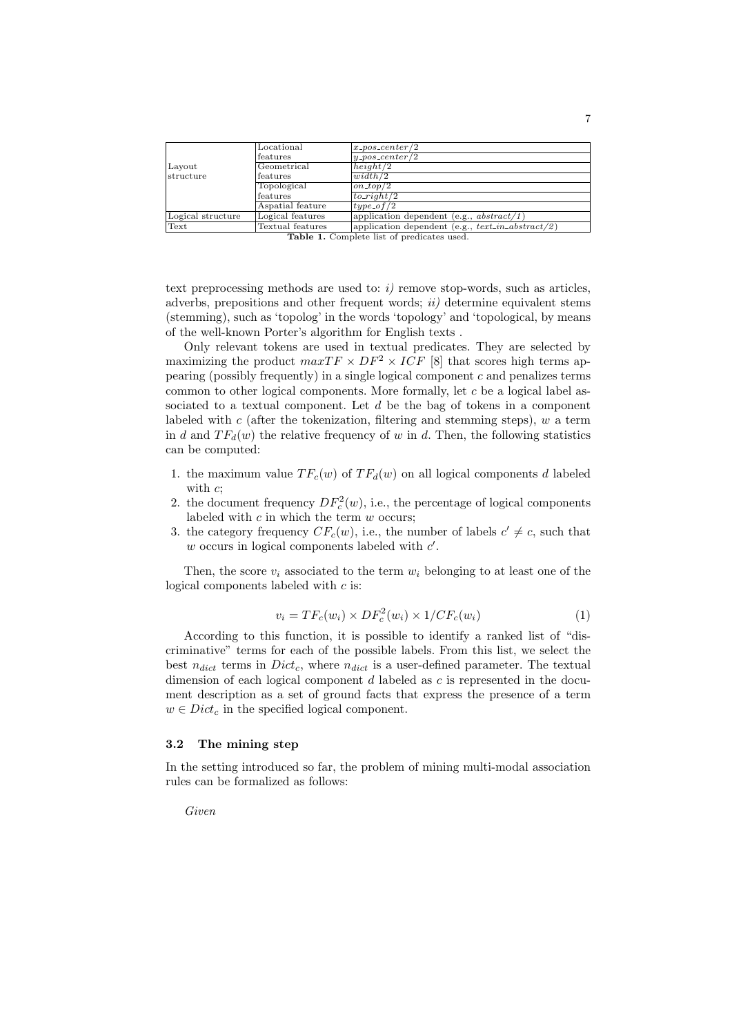| | | |
|---|---|---|
| Layout structure | Locational features | $x\_pos\_center/2$ |
| | | $y\_pos\_center/2$ |
| | Geometrical features | $height/2$ |
| | | $width/2$ |
| | Topological features | $on\_top/2$ |
| | | $to\_right/2$ |
| | Aspatial feature | $type\_of/2$ |
| Logical structure | Logical features | application dependent (e.g., *abstract/1*) |
| Text | Textual features | application dependent (e.g., *text_in_abstract/2*) |

**Table 1.** Complete list of predicates used.

text preprocessing methods are used to: *i)* remove stop-words, such as articles, adverbs, prepositions and other frequent words; *ii)* determine equivalent stems (stemming), such as 'topolog' in the words 'topology' and 'topological, by means of the well-known Porter's algorithm for English texts .

Only relevant tokens are used in textual predicates. They are selected by maximizing the product $maxTF \times DF^2 \times ICF$ [8] that scores high terms appearing (possibly frequently) in a single logical component $c$ and penalizes terms common to other logical components. More formally, let $c$ be a logical label associated to a textual component. Let $d$ be the bag of tokens in a component labeled with $c$ (after the tokenization, filtering and stemming steps), $w$ a term in $d$ and $TF_d(w)$ the relative frequency of $w$ in $d$. Then, the following statistics can be computed:

1. the maximum value $TF_c(w)$ of $TF_d(w)$ on all logical components $d$ labeled with $c$;
2. the document frequency $DF_c^2(w)$, i.e., the percentage of logical components labeled with $c$ in which the term $w$ occurs;
3. the category frequency $CF_c(w)$, i.e., the number of labels $c' \neq c$, such that $w$ occurs in logical components labeled with $c'$.

Then, the score $v_i$ associated to the term $w_i$ belonging to at least one of the logical components labeled with $c$ is:

$$v_i = TF_c(w_i) \times DF_c^2(w_i) \times 1/CF_c(w_i) \tag{1}$$

According to this function, it is possible to identify a ranked list of "discriminative" terms for each of the possible labels. From this list, we select the best $n_{dict}$ terms in $Dict_c$, where $n_{dict}$ is a user-defined parameter. The textual dimension of each logical component $d$ labeled as $c$ is represented in the document description as a set of ground facts that express the presence of a term $w \in Dict_c$ in the specified logical component.

### 3.2 The mining step

In the setting introduced so far, the problem of mining multi-modal association rules can be formalized as follows:

*Given*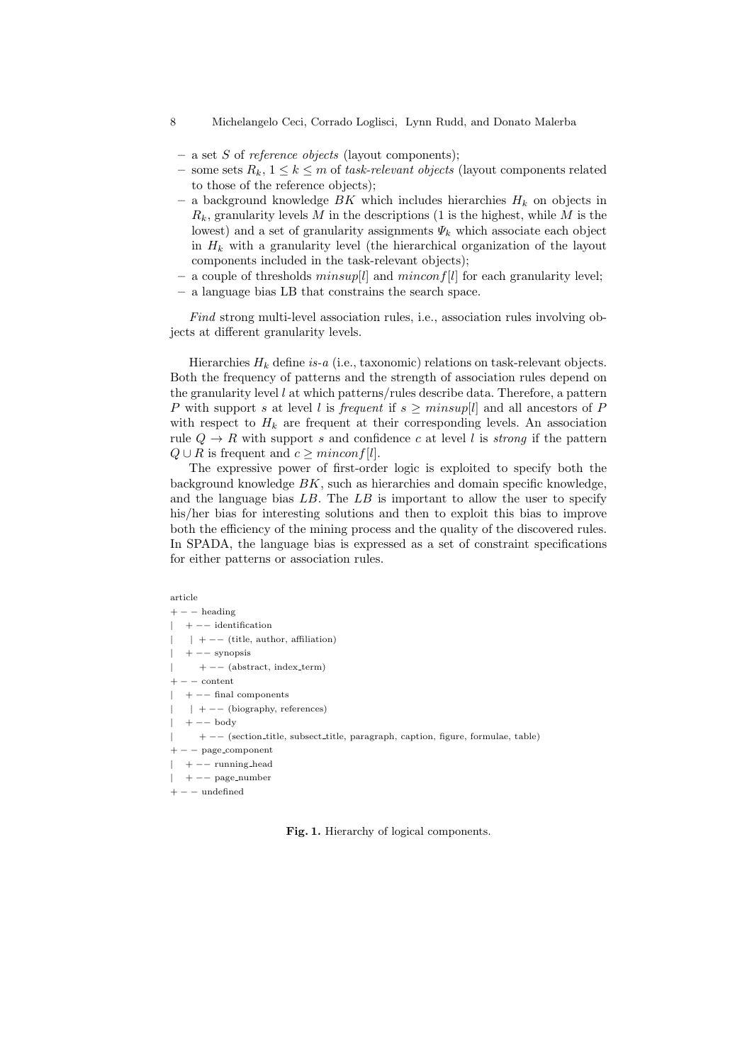- a set $S$ of *reference objects* (layout components);
- some sets $R_k$, $1 \leq k \leq m$ of *task-relevant objects* (layout components related to those of the reference objects);
- a background knowledge $BK$ which includes hierarchies $H_k$ on objects in $R_k$, granularity levels $M$ in the descriptions (1 is the highest, while $M$ is the lowest) and a set of granularity assignments $\Psi_k$ which associate each object in $H_k$ with a granularity level (the hierarchical organization of the layout components included in the task-relevant objects);
- a couple of thresholds $minsup[l]$ and $minconf[l]$ for each granularity level;
- a language bias LB that constrains the search space.

*Find* strong multi-level association rules, i.e., association rules involving objects at different granularity levels.

Hierarchies $H_k$ define *is-a* (i.e., taxonomic) relations on task-relevant objects. Both the frequency of patterns and the strength of association rules depend on the granularity level $l$ at which patterns/rules describe data. Therefore, a pattern $P$ with support $s$ at level $l$ is *frequent* if $s \geq minsup[l]$ and all ancestors of $P$ with respect to $H_k$ are frequent at their corresponding levels. An association rule $Q \rightarrow R$ with support $s$ and confidence $c$ at level $l$ is *strong* if the pattern $Q \cup R$ is frequent and $c \geq minconf[l]$.

The expressive power of first-order logic is exploited to specify both the background knowledge $BK$, such as hierarchies and domain specific knowledge, and the language bias $LB$. The $LB$ is important to allow the user to specify his/her bias for interesting solutions and then to exploit this bias to improve both the efficiency of the mining process and the quality of the discovered rules. In SPADA, the language bias is expressed as a set of constraint specifications for either patterns or association rules.

```
article
+ − − heading
|   + −− identification
|   | + −− (title, author, affiliation)
|   + −− synopsis
|       + −− (abstract, index_term)
+ − − content
|   + −− final components
|   | + −− (biography, references)
|   + −− body
|       + −− (section_title, subsect_title, paragraph, caption, figure, formulae, table)
+ − − page_component
|   + −− running_head
|   + −− page_number
+ − − undefined
```

**Fig. 1.** Hierarchy of logical components.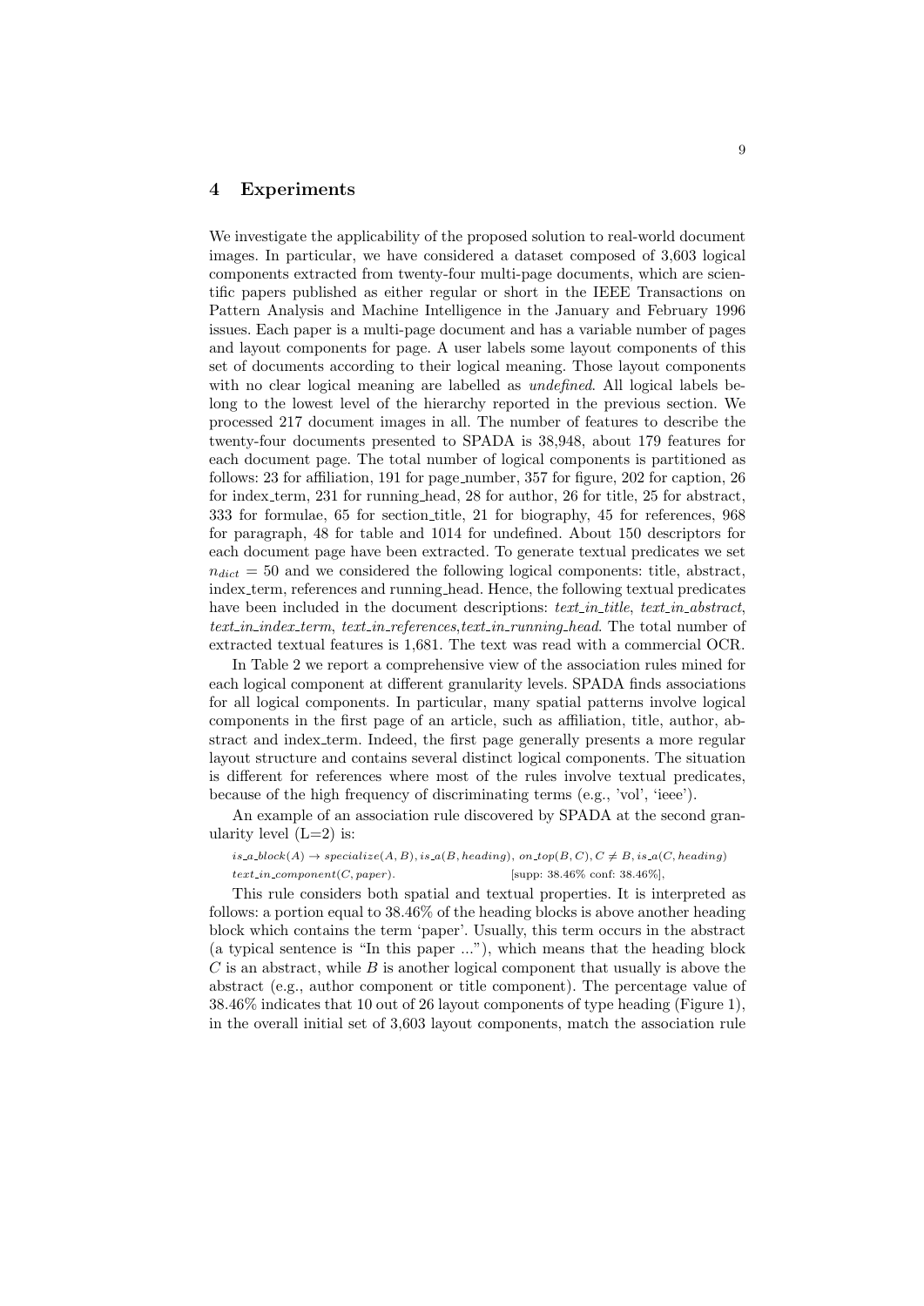## 4 Experiments

We investigate the applicability of the proposed solution to real-world document images. In particular, we have considered a dataset composed of 3,603 logical components extracted from twenty-four multi-page documents, which are scientific papers published as either regular or short in the IEEE Transactions on Pattern Analysis and Machine Intelligence in the January and February 1996 issues. Each paper is a multi-page document and has a variable number of pages and layout components for page. A user labels some layout components of this set of documents according to their logical meaning. Those layout components with no clear logical meaning are labelled as *undefined*. All logical labels belong to the lowest level of the hierarchy reported in the previous section. We processed 217 document images in all. The number of features to describe the twenty-four documents presented to SPADA is 38,948, about 179 features for each document page. The total number of logical components is partitioned as follows: 23 for affiliation, 191 for page_number, 357 for figure, 202 for caption, 26 for index_term, 231 for running_head, 28 for author, 26 for title, 25 for abstract, 333 for formulae, 65 for section_title, 21 for biography, 45 for references, 968 for paragraph, 48 for table and 1014 for undefined. About 150 descriptors for each document page have been extracted. To generate textual predicates we set $n_{dict} = 50$ and we considered the following logical components: title, abstract, index_term, references and running_head. Hence, the following textual predicates have been included in the document descriptions: *text_in_title*, *text_in_abstract*, *text_in_index_term*, *text_in_references*,*text_in_running_head*. The total number of extracted textual features is 1,681. The text was read with a commercial OCR.

In Table 2 we report a comprehensive view of the association rules mined for each logical component at different granularity levels. SPADA finds associations for all logical components. In particular, many spatial patterns involve logical components in the first page of an article, such as affiliation, title, author, abstract and index_term. Indeed, the first page generally presents a more regular layout structure and contains several distinct logical components. The situation is different for references where most of the rules involve textual predicates, because of the high frequency of discriminating terms (e.g., 'vol', 'ieee').

An example of an association rule discovered by SPADA at the second granularity level (L=2) is:

$$is\_a\_block(A) \rightarrow specialize(A, B), is\_a(B, heading),\ on\_top(B, C), C \neq B, is\_a(C, heading)$$
$$text\_in\_component(C, paper). \qquad \text{[supp: 38.46\% conf: 38.46\%]},$$

This rule considers both spatial and textual properties. It is interpreted as follows: a portion equal to 38.46% of the heading blocks is above another heading block which contains the term 'paper'. Usually, this term occurs in the abstract (a typical sentence is "In this paper ..."), which means that the heading block $C$ is an abstract, while $B$ is another logical component that usually is above the abstract (e.g., author component or title component). The percentage value of 38.46% indicates that 10 out of 26 layout components of type heading (Figure 1), in the overall initial set of 3,603 layout components, match the association rule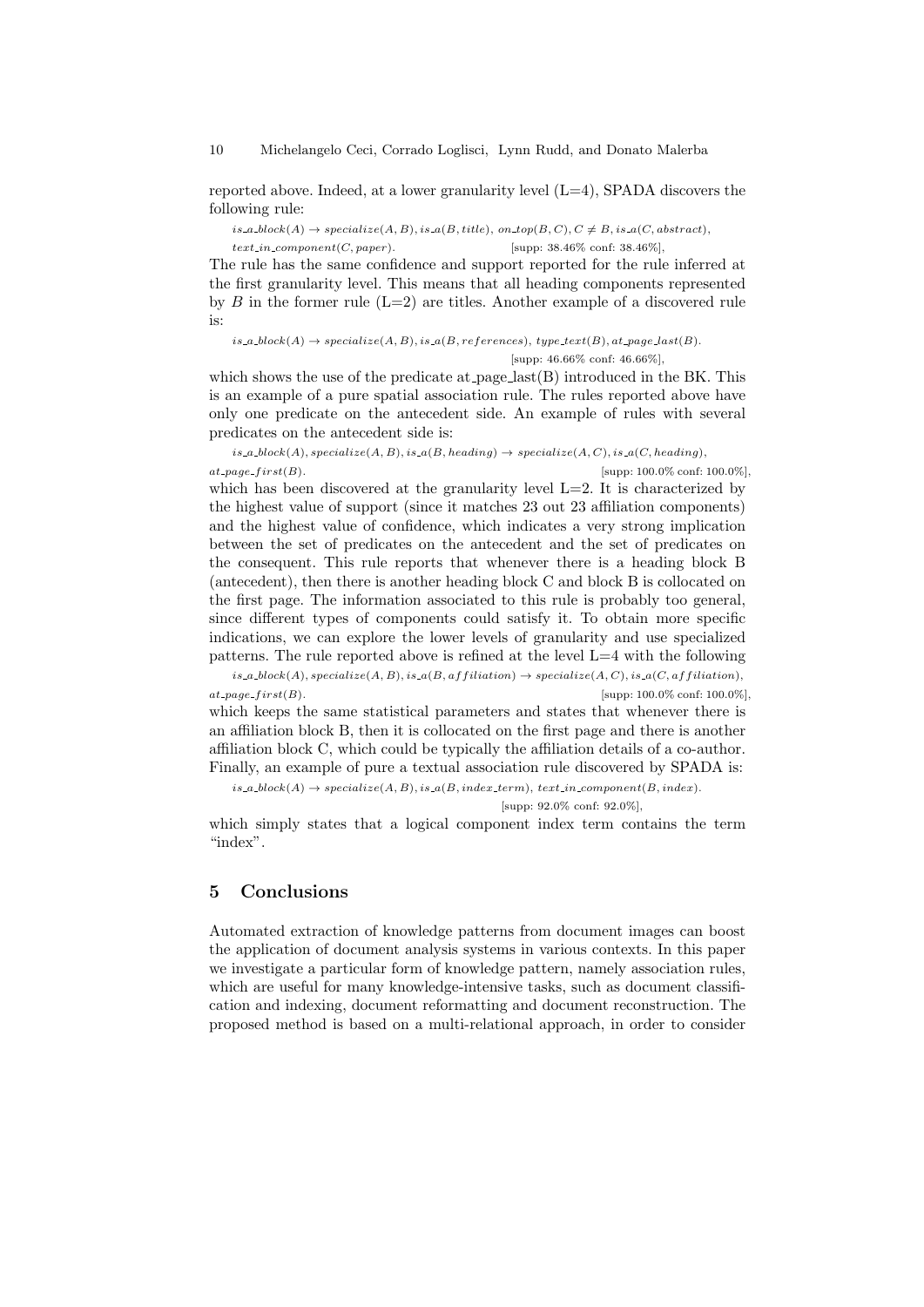reported above. Indeed, at a lower granularity level (L=4), SPADA discovers the following rule:

$is\_a\_block(A) \rightarrow specialize(A, B), is\_a(B, title),\ on\_top(B, C), C \neq B, is\_a(C, abstract),$
$text\_in\_component(C, paper).$ [supp: 38.46% conf: 38.46%],

The rule has the same confidence and support reported for the rule inferred at the first granularity level. This means that all heading components represented by $B$ in the former rule (L=2) are titles. Another example of a discovered rule is:

$is\_a\_block(A) \rightarrow specialize(A, B), is\_a(B, references),\ type\_text(B), at\_page\_last(B).$
[supp: 46.66% conf: 46.66%],

which shows the use of the predicate at_page_last(B) introduced in the BK. This is an example of a pure spatial association rule. The rules reported above have only one predicate on the antecedent side. An example of rules with several predicates on the antecedent side is:

$is\_a\_block(A), specialize(A, B), is\_a(B, heading) \rightarrow specialize(A, C), is\_a(C, heading),$
$at\_page\_first(B).$ [supp: 100.0% conf: 100.0%],

which has been discovered at the granularity level L=2. It is characterized by the highest value of support (since it matches 23 out 23 affiliation components) and the highest value of confidence, which indicates a very strong implication between the set of predicates on the antecedent and the set of predicates on the consequent. This rule reports that whenever there is a heading block B (antecedent), then there is another heading block C and block B is collocated on the first page. The information associated to this rule is probably too general, since different types of components could satisfy it. To obtain more specific indications, we can explore the lower levels of granularity and use specialized patterns. The rule reported above is refined at the level L=4 with the following

$is\_a\_block(A), specialize(A, B), is\_a(B, affiliation) \rightarrow specialize(A, C), is\_a(C, affiliation),$
$at\_page\_first(B).$ [supp: 100.0% conf: 100.0%],

which keeps the same statistical parameters and states that whenever there is an affiliation block B, then it is collocated on the first page and there is another affiliation block C, which could be typically the affiliation details of a co-author. Finally, an example of pure a textual association rule discovered by SPADA is:

$is\_a\_block(A) \rightarrow specialize(A, B), is\_a(B, index\_term),\ text\_in\_component(B, index).$
[supp: 92.0% conf: 92.0%],

which simply states that a logical component index term contains the term "index".

## 5 Conclusions

Automated extraction of knowledge patterns from document images can boost the application of document analysis systems in various contexts. In this paper we investigate a particular form of knowledge pattern, namely association rules, which are useful for many knowledge-intensive tasks, such as document classification and indexing, document reformatting and document reconstruction. The proposed method is based on a multi-relational approach, in order to consider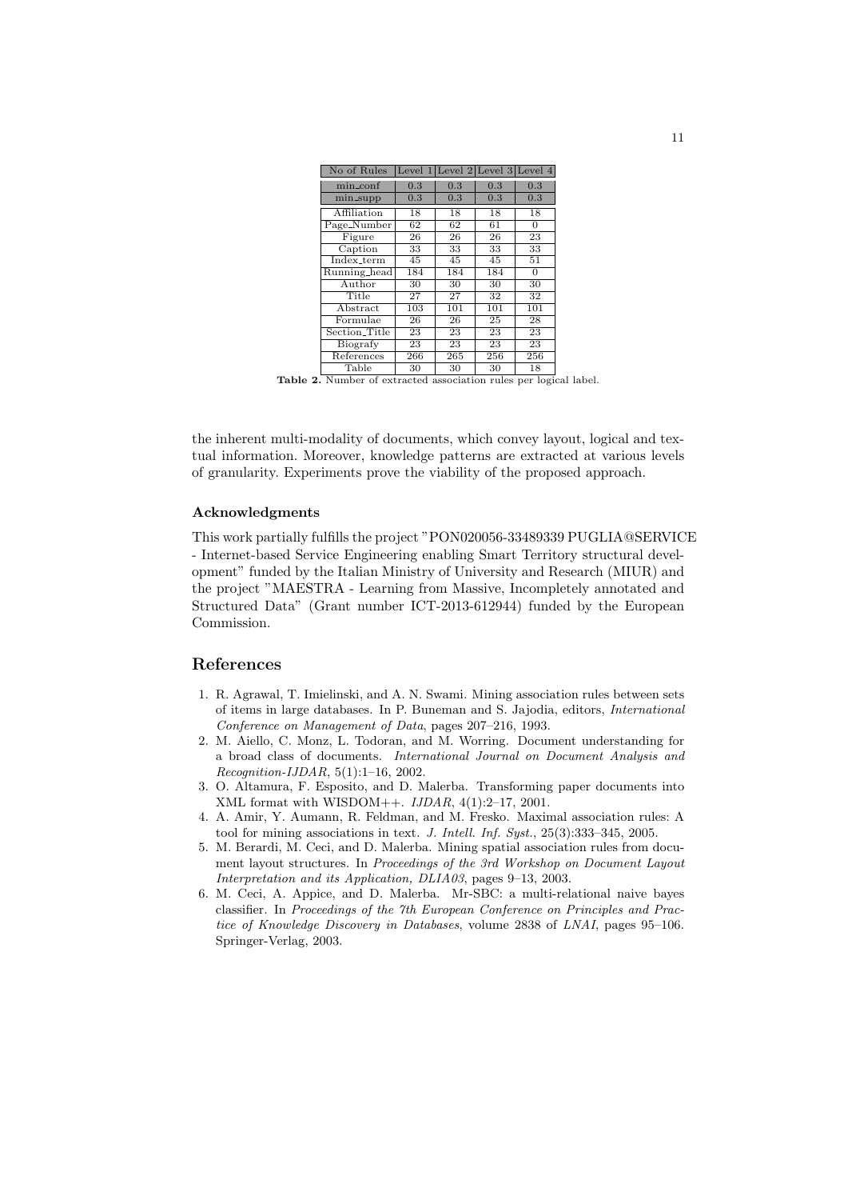| No of Rules | Level 1 | Level 2 | Level 3 | Level 4 |
|---|---|---|---|---|
| min_conf | 0.3 | 0.3 | 0.3 | 0.3 |
| min_supp | 0.3 | 0.3 | 0.3 | 0.3 |
| Affiliation | 18 | 18 | 18 | 18 |
| Page_Number | 62 | 62 | 61 | 0 |
| Figure | 26 | 26 | 26 | 23 |
| Caption | 33 | 33 | 33 | 33 |
| Index_term | 45 | 45 | 45 | 51 |
| Running_head | 184 | 184 | 184 | 0 |
| Author | 30 | 30 | 30 | 30 |
| Title | 27 | 27 | 32 | 32 |
| Abstract | 103 | 101 | 101 | 101 |
| Formulae | 26 | 26 | 25 | 28 |
| Section_Title | 23 | 23 | 23 | 23 |
| Biografy | 23 | 23 | 23 | 23 |
| References | 266 | 265 | 256 | 256 |
| Table | 30 | 30 | 30 | 18 |

**Table 2.** Number of extracted association rules per logical label.

the inherent multi-modality of documents, which convey layout, logical and textual information. Moreover, knowledge patterns are extracted at various levels of granularity. Experiments prove the viability of the proposed approach.

### Acknowledgments

This work partially fulfills the project "PON020056-33489339 PUGLIA@SERVICE - Internet-based Service Engineering enabling Smart Territory structural development" funded by the Italian Ministry of University and Research (MIUR) and the project "MAESTRA - Learning from Massive, Incompletely annotated and Structured Data" (Grant number ICT-2013-612944) funded by the European Commission.

## References

1. R. Agrawal, T. Imielinski, and A. N. Swami. Mining association rules between sets of items in large databases. In P. Buneman and S. Jajodia, editors, *International Conference on Management of Data*, pages 207–216, 1993.
2. M. Aiello, C. Monz, L. Todoran, and M. Worring. Document understanding for a broad class of documents. *International Journal on Document Analysis and Recognition-IJDAR*, 5(1):1–16, 2002.
3. O. Altamura, F. Esposito, and D. Malerba. Transforming paper documents into XML format with WISDOM++. *IJDAR*, 4(1):2–17, 2001.
4. A. Amir, Y. Aumann, R. Feldman, and M. Fresko. Maximal association rules: A tool for mining associations in text. *J. Intell. Inf. Syst.*, 25(3):333–345, 2005.
5. M. Berardi, M. Ceci, and D. Malerba. Mining spatial association rules from document layout structures. In *Proceedings of the 3rd Workshop on Document Layout Interpretation and its Application, DLIA03*, pages 9–13, 2003.
6. M. Ceci, A. Appice, and D. Malerba. Mr-SBC: a multi-relational naive bayes classifier. In *Proceedings of the 7th European Conference on Principles and Practice of Knowledge Discovery in Databases*, volume 2838 of *LNAI*, pages 95–106. Springer-Verlag, 2003.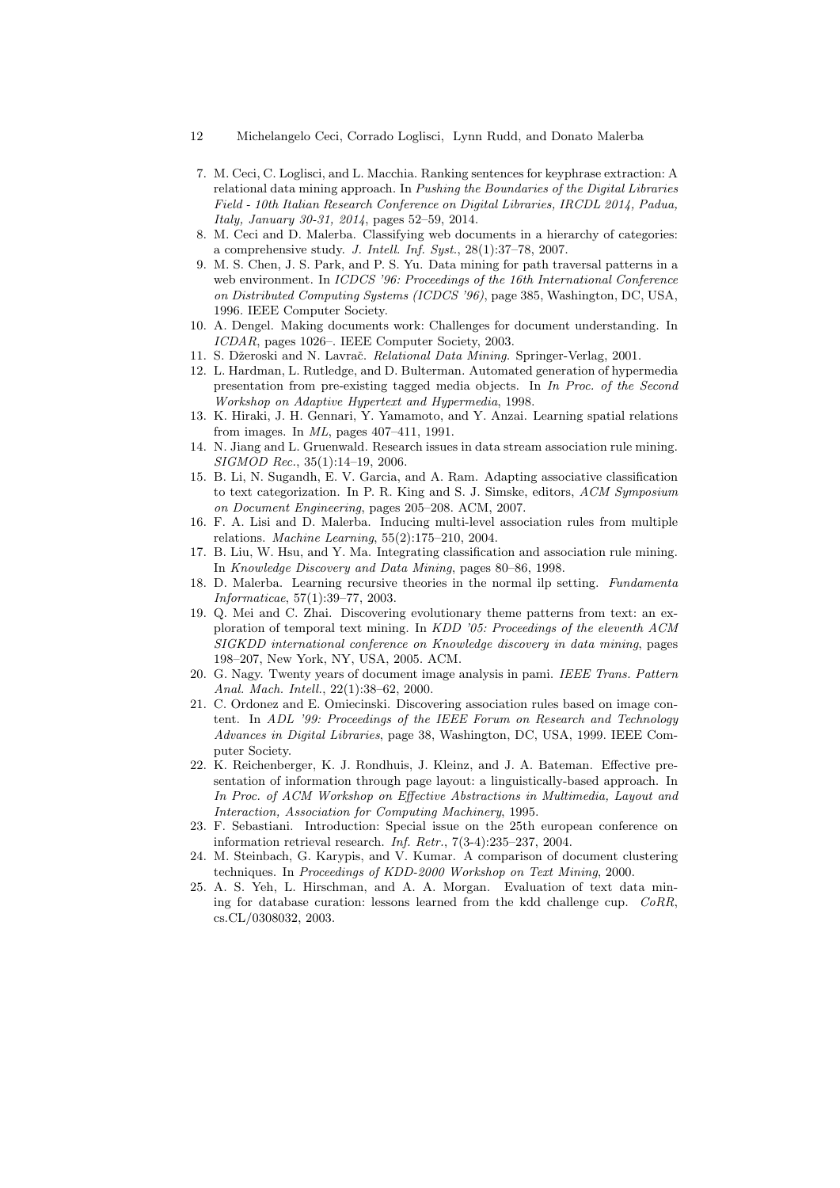7. M. Ceci, C. Loglisci, and L. Macchia. Ranking sentences for keyphrase extraction: A relational data mining approach. In *Pushing the Boundaries of the Digital Libraries Field - 10th Italian Research Conference on Digital Libraries, IRCDL 2014, Padua, Italy, January 30-31, 2014*, pages 52–59, 2014.
8. M. Ceci and D. Malerba. Classifying web documents in a hierarchy of categories: a comprehensive study. *J. Intell. Inf. Syst.*, 28(1):37–78, 2007.
9. M. S. Chen, J. S. Park, and P. S. Yu. Data mining for path traversal patterns in a web environment. In *ICDCS '96: Proceedings of the 16th International Conference on Distributed Computing Systems (ICDCS '96)*, page 385, Washington, DC, USA, 1996. IEEE Computer Society.
10. A. Dengel. Making documents work: Challenges for document understanding. In *ICDAR*, pages 1026–. IEEE Computer Society, 2003.
11. S. Džeroski and N. Lavrač. *Relational Data Mining*. Springer-Verlag, 2001.
12. L. Hardman, L. Rutledge, and D. Bulterman. Automated generation of hypermedia presentation from pre-existing tagged media objects. In *In Proc. of the Second Workshop on Adaptive Hypertext and Hypermedia*, 1998.
13. K. Hiraki, J. H. Gennari, Y. Yamamoto, and Y. Anzai. Learning spatial relations from images. In *ML*, pages 407–411, 1991.
14. N. Jiang and L. Gruenwald. Research issues in data stream association rule mining. *SIGMOD Rec.*, 35(1):14–19, 2006.
15. B. Li, N. Sugandh, E. V. Garcia, and A. Ram. Adapting associative classification to text categorization. In P. R. King and S. J. Simske, editors, *ACM Symposium on Document Engineering*, pages 205–208. ACM, 2007.
16. F. A. Lisi and D. Malerba. Inducing multi-level association rules from multiple relations. *Machine Learning*, 55(2):175–210, 2004.
17. B. Liu, W. Hsu, and Y. Ma. Integrating classification and association rule mining. In *Knowledge Discovery and Data Mining*, pages 80–86, 1998.
18. D. Malerba. Learning recursive theories in the normal ilp setting. *Fundamenta Informaticae*, 57(1):39–77, 2003.
19. Q. Mei and C. Zhai. Discovering evolutionary theme patterns from text: an exploration of temporal text mining. In *KDD '05: Proceedings of the eleventh ACM SIGKDD international conference on Knowledge discovery in data mining*, pages 198–207, New York, NY, USA, 2005. ACM.
20. G. Nagy. Twenty years of document image analysis in pami. *IEEE Trans. Pattern Anal. Mach. Intell.*, 22(1):38–62, 2000.
21. C. Ordonez and E. Omiecinski. Discovering association rules based on image content. In *ADL '99: Proceedings of the IEEE Forum on Research and Technology Advances in Digital Libraries*, page 38, Washington, DC, USA, 1999. IEEE Computer Society.
22. K. Reichenberger, K. J. Rondhuis, J. Kleinz, and J. A. Bateman. Effective presentation of information through page layout: a linguistically-based approach. In *In Proc. of ACM Workshop on Effective Abstractions in Multimedia, Layout and Interaction, Association for Computing Machinery*, 1995.
23. F. Sebastiani. Introduction: Special issue on the 25th european conference on information retrieval research. *Inf. Retr.*, 7(3-4):235–237, 2004.
24. M. Steinbach, G. Karypis, and V. Kumar. A comparison of document clustering techniques. In *Proceedings of KDD-2000 Workshop on Text Mining*, 2000.
25. A. S. Yeh, L. Hirschman, and A. A. Morgan. Evaluation of text data mining for database curation: lessons learned from the kdd challenge cup. *CoRR*, cs.CL/0308032, 2003.